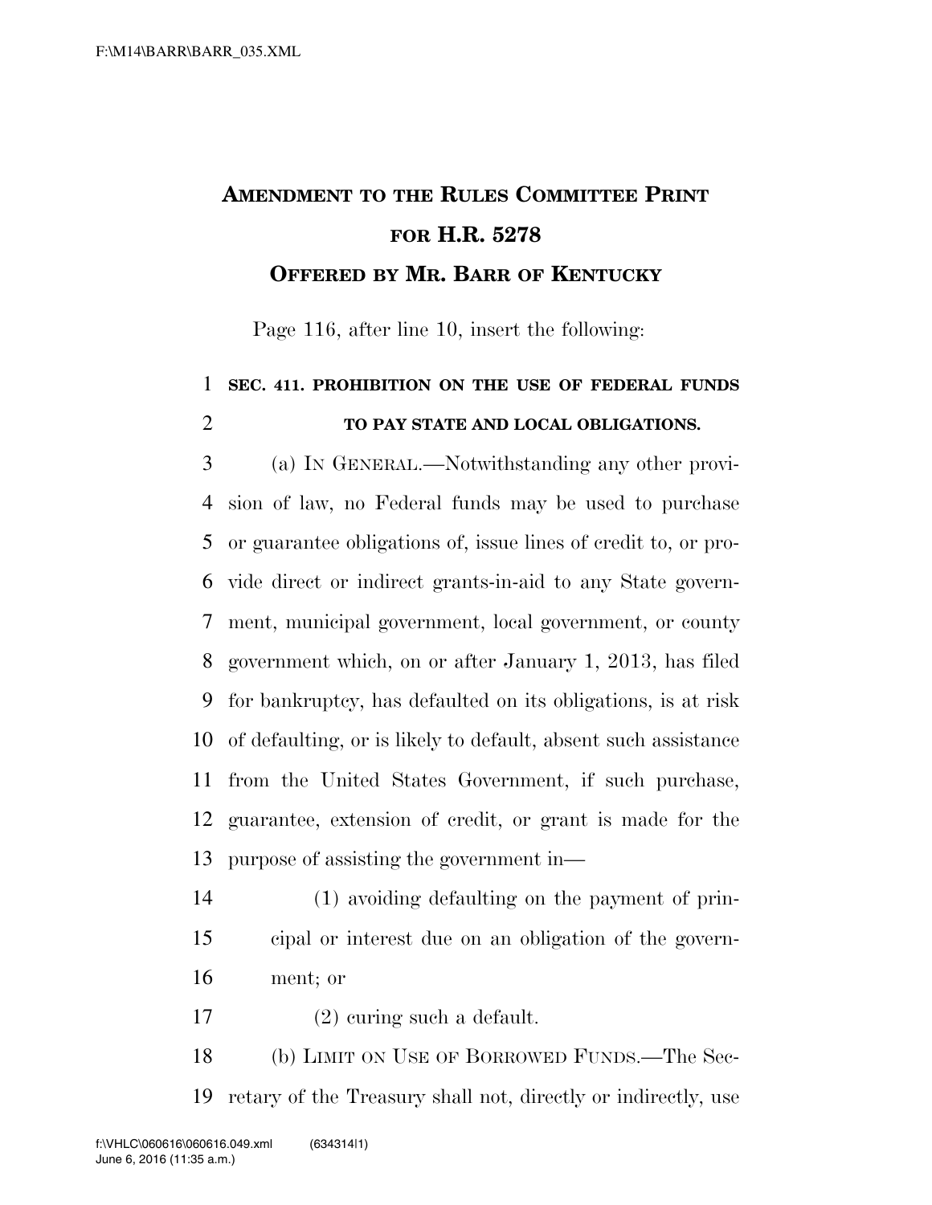# AMENDMENT TO THE RULES COMMITTEE PRINT FOR H.R. 5278

## OFFERED BY MR. BARR OF KENTUCKY

Page 116, after line 10, insert the following:

**SEC. 411. PROHIBITION ON THE USE OF FEDERAL FUNDS TO PAY STATE AND LOCAL OBLIGATIONS.**

(a) IN GENERAL.—Notwithstanding any other provision of law, no Federal funds may be used to purchase or guarantee obligations of, issue lines of credit to, or provide direct or indirect grants-in-aid to any State government, municipal government, local government, or county government which, on or after January 1, 2013, has filed for bankruptcy, has defaulted on its obligations, is at risk of defaulting, or is likely to default, absent such assistance from the United States Government, if such purchase, guarantee, extension of credit, or grant is made for the purpose of assisting the government in—

(1) avoiding defaulting on the payment of principal or interest due on an obligation of the government; or

(2) curing such a default.

(b) LIMIT ON USE OF BORROWED FUNDS.—The Secretary of the Treasury shall not, directly or indirectly, use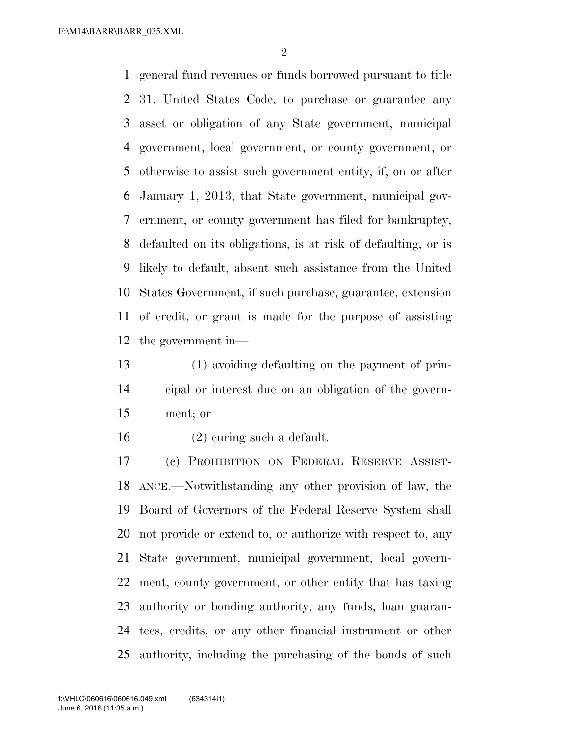general fund revenues or funds borrowed pursuant to title 31, United States Code, to purchase or guarantee any asset or obligation of any State government, municipal government, local government, or county government, or otherwise to assist such government entity, if, on or after January 1, 2013, that State government, municipal government, or county government has filed for bankruptcy, defaulted on its obligations, is at risk of defaulting, or is likely to default, absent such assistance from the United States Government, if such purchase, guarantee, extension of credit, or grant is made for the purpose of assisting the government in—

(1) avoiding defaulting on the payment of principal or interest due on an obligation of the government; or

(2) curing such a default.

(c) PROHIBITION ON FEDERAL RESERVE ASSISTANCE.—Notwithstanding any other provision of law, the Board of Governors of the Federal Reserve System shall not provide or extend to, or authorize with respect to, any State government, municipal government, local government, county government, or other entity that has taxing authority or bonding authority, any funds, loan guarantees, credits, or any other financial instrument or other authority, including the purchasing of the bonds of such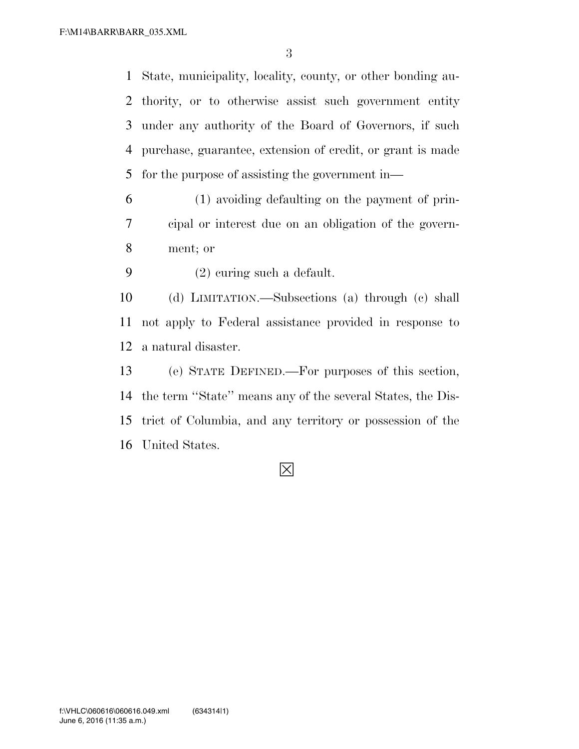State, municipality, locality, county, or other bonding authority, or to otherwise assist such government entity under any authority of the Board of Governors, if such purchase, guarantee, extension of credit, or grant is made for the purpose of assisting the government in—

(1) avoiding defaulting on the payment of principal or interest due on an obligation of the government; or

(2) curing such a default.

(d) LIMITATION.—Subsections (a) through (c) shall not apply to Federal assistance provided in response to a natural disaster.

(e) STATE DEFINED.—For purposes of this section, the term ''State'' means any of the several States, the District of Columbia, and any territory or possession of the United States.